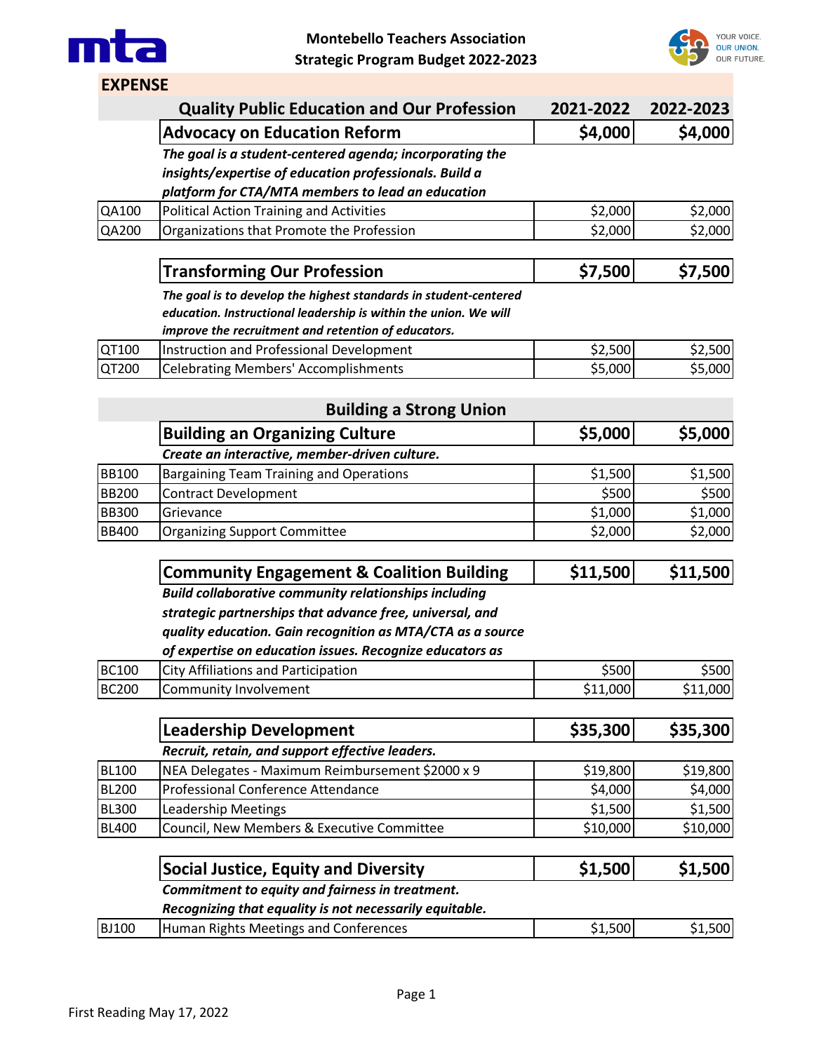# Montebello Teachers Association
## Strategic Program Budget 2022-2023

YOUR VOICE. OUR UNION. OUR FUTURE.

### EXPENSE

| | Quality Public Education and Our Profession | 2021-2022 | 2022-2023 |
|---|---|---|---|
| | **Advocacy on Education Reform** | **$4,000** | **$4,000** |
| | ***The goal is a student-centered agenda; incorporating the insights/expertise of education professionals. Build a platform for CTA/MTA members to lead an education*** | | |
| QA100 | Political Action Training and Activities | $2,000 | $2,000 |
| QA200 | Organizations that Promote the Profession | $2,000 | $2,000 |
| | **Transforming Our Profession** | **$7,500** | **$7,500** |
| | ***The goal is to develop the highest standards in student-centered education. Instructional leadership is within the union. We will improve the recruitment and retention of educators.*** | | |
| QT100 | Instruction and Professional Development | $2,500 | $2,500 |
| QT200 | Celebrating Members' Accomplishments | $5,000 | $5,000 |

| | Building a Strong Union | | |
|---|---|---|---|
| | **Building an Organizing Culture** | **$5,000** | **$5,000** |
| | ***Create an interactive, member-driven culture.*** | | |
| BB100 | Bargaining Team Training and Operations | $1,500 | $1,500 |
| BB200 | Contract Development | $500 | $500 |
| BB300 | Grievance | $1,000 | $1,000 |
| BB400 | Organizing Support Committee | $2,000 | $2,000 |
| | **Community Engagement & Coalition Building** | **$11,500** | **$11,500** |
| | ***Build collaborative community relationships including strategic partnerships that advance free, universal, and quality education. Gain recognition as MTA/CTA as a source of expertise on education issues. Recognize educators as*** | | |
| BC100 | City Affiliations and Participation | $500 | $500 |
| BC200 | Community Involvement | $11,000 | $11,000 |
| | **Leadership Development** | **$35,300** | **$35,300** |
| | ***Recruit, retain, and support effective leaders.*** | | |
| BL100 | NEA Delegates - Maximum Reimbursement $2000 x 9 | $19,800 | $19,800 |
| BL200 | Professional Conference Attendance | $4,000 | $4,000 |
| BL300 | Leadership Meetings | $1,500 | $1,500 |
| BL400 | Council, New Members & Executive Committee | $10,000 | $10,000 |
| | **Social Justice, Equity and Diversity** | **$1,500** | **$1,500** |
| | ***Commitment to equity and fairness in treatment. Recognizing that equality is not necessarily equitable.*** | | |
| BJ100 | Human Rights Meetings and Conferences | $1,500 | $1,500 |

First Reading May 17, 2022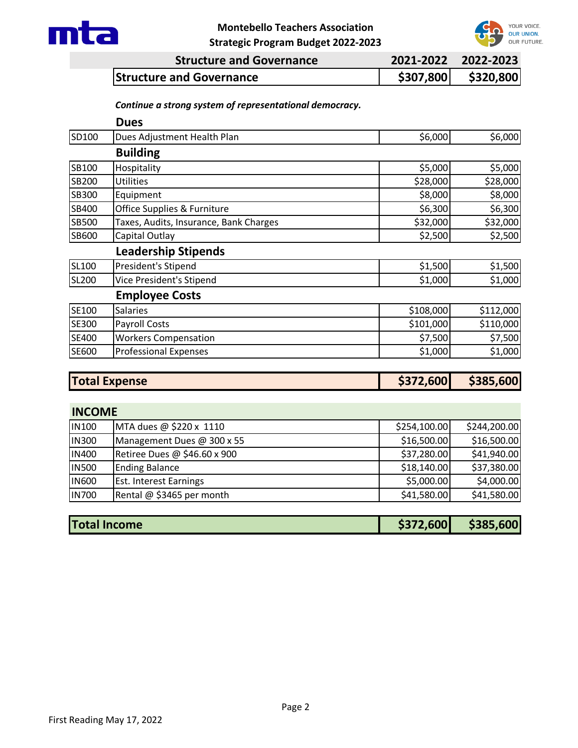# Montebello Teachers Association
## Strategic Program Budget 2022-2023

| | Structure and Governance | 2021-2022 | 2022-2023 |
|---|---|---|---|
| | **Structure and Governance** | **$307,800** | **$320,800** |

*Continue a strong system of representational democracy.*

| Code | Item | 2021-2022 | 2022-2023 |
|---|---|---|---|
| | **Dues** | | |
| SD100 | Dues Adjustment Health Plan | $6,000 | $6,000 |
| | **Building** | | |
| SB100 | Hospitality | $5,000 | $5,000 |
| SB200 | Utilities | $28,000 | $28,000 |
| SB300 | Equipment | $8,000 | $8,000 |
| SB400 | Office Supplies & Furniture | $6,300 | $6,300 |
| SB500 | Taxes, Audits, Insurance, Bank Charges | $32,000 | $32,000 |
| SB600 | Capital Outlay | $2,500 | $2,500 |
| | **Leadership Stipends** | | |
| SL100 | President's Stipend | $1,500 | $1,500 |
| SL200 | Vice President's Stipend | $1,000 | $1,000 |
| | **Employee Costs** | | |
| SE100 | Salaries | $108,000 | $112,000 |
| SE300 | Payroll Costs | $101,000 | $110,000 |
| SE400 | Workers Compensation | $7,500 | $7,500 |
| SE600 | Professional Expenses | $1,000 | $1,000 |

| **Total Expense** | **$372,600** | **$385,600** |
|---|---|---|

| **INCOME** | | | |
|---|---|---|---|
| IN100 | MTA dues @ $220 x 1110 | $254,100.00 | $244,200.00 |
| IN300 | Management Dues @ 300 x 55 | $16,500.00 | $16,500.00 |
| IN400 | Retiree Dues @ $46.60 x 900 | $37,280.00 | $41,940.00 |
| IN500 | Ending Balance | $18,140.00 | $37,380.00 |
| IN600 | Est. Interest Earnings | $5,000.00 | $4,000.00 |
| IN700 | Rental @ $3465 per month | $41,580.00 | $41,580.00 |

| **Total Income** | **$372,600** | **$385,600** |
|---|---|---|

First Reading May 17, 2022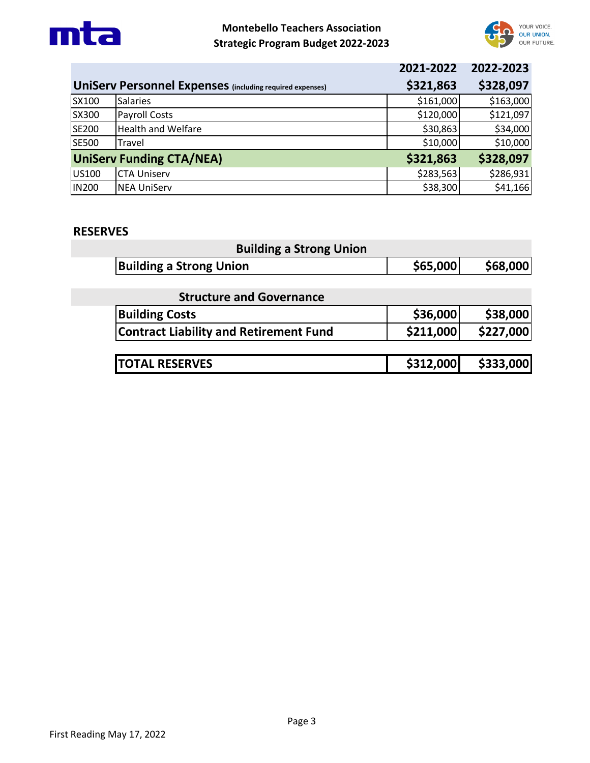**Montebello Teachers Association**
**Strategic Program Budget 2022-2023**

| | | 2021-2022 | 2022-2023 |
|---|---|---|---|
| **UniServ Personnel Expenses** (including required expenses) | | **$321,863** | **$328,097** |
| SX100 | Salaries | $161,000 | $163,000 |
| SX300 | Payroll Costs | $120,000 | $121,097 |
| SE200 | Health and Welfare | $30,863 | $34,000 |
| SE500 | Travel | $10,000 | $10,000 |
| **UniServ Funding CTA/NEA)** | | **$321,863** | **$328,097** |
| US100 | CTA Uniserv | $283,563 | $286,931 |
| IN200 | NEA UniServ | $38,300 | $41,166 |

## RESERVES

| | | |
|---|---|---|
| **Building a Strong Union** | | |
| **Building a Strong Union** | **$65,000** | **$68,000** |
| **Structure and Governance** | | |
| **Building Costs** | **$36,000** | **$38,000** |
| **Contract Liability and Retirement Fund** | **$211,000** | **$227,000** |
| **TOTAL RESERVES** | **$312,000** | **$333,000** |

First Reading May 17, 2022